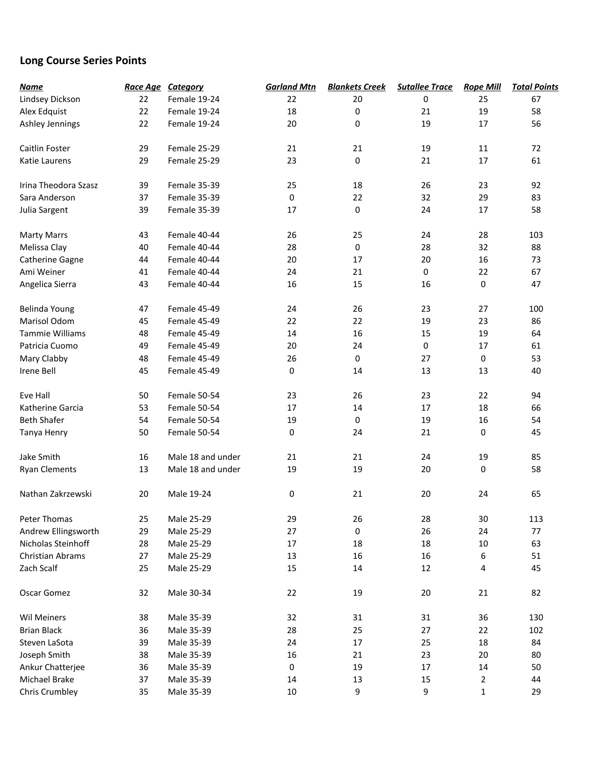# Long Course Series Points

| Name | Race Age | Category | Garland Mtn | Blankets Creek | Sutallee Trace | Rope Mill | Total Points |
|---|---|---|---|---|---|---|---|
| Lindsey Dickson | 22 | Female 19-24 | 22 | 20 | 0 | 25 | 67 |
| Alex Edquist | 22 | Female 19-24 | 18 | 0 | 21 | 19 | 58 |
| Ashley Jennings | 22 | Female 19-24 | 20 | 0 | 19 | 17 | 56 |
| | | | | | | | |
| Caitlin Foster | 29 | Female 25-29 | 21 | 21 | 19 | 11 | 72 |
| Katie Laurens | 29 | Female 25-29 | 23 | 0 | 21 | 17 | 61 |
| | | | | | | | |
| Irina Theodora Szasz | 39 | Female 35-39 | 25 | 18 | 26 | 23 | 92 |
| Sara Anderson | 37 | Female 35-39 | 0 | 22 | 32 | 29 | 83 |
| Julia Sargent | 39 | Female 35-39 | 17 | 0 | 24 | 17 | 58 |
| | | | | | | | |
| Marty Marrs | 43 | Female 40-44 | 26 | 25 | 24 | 28 | 103 |
| Melissa Clay | 40 | Female 40-44 | 28 | 0 | 28 | 32 | 88 |
| Catherine Gagne | 44 | Female 40-44 | 20 | 17 | 20 | 16 | 73 |
| Ami Weiner | 41 | Female 40-44 | 24 | 21 | 0 | 22 | 67 |
| Angelica Sierra | 43 | Female 40-44 | 16 | 15 | 16 | 0 | 47 |
| | | | | | | | |
| Belinda Young | 47 | Female 45-49 | 24 | 26 | 23 | 27 | 100 |
| Marisol Odom | 45 | Female 45-49 | 22 | 22 | 19 | 23 | 86 |
| Tammie Williams | 48 | Female 45-49 | 14 | 16 | 15 | 19 | 64 |
| Patricia Cuomo | 49 | Female 45-49 | 20 | 24 | 0 | 17 | 61 |
| Mary Clabby | 48 | Female 45-49 | 26 | 0 | 27 | 0 | 53 |
| Irene Bell | 45 | Female 45-49 | 0 | 14 | 13 | 13 | 40 |
| | | | | | | | |
| Eve Hall | 50 | Female 50-54 | 23 | 26 | 23 | 22 | 94 |
| Katherine Garcia | 53 | Female 50-54 | 17 | 14 | 17 | 18 | 66 |
| Beth Shafer | 54 | Female 50-54 | 19 | 0 | 19 | 16 | 54 |
| Tanya Henry | 50 | Female 50-54 | 0 | 24 | 21 | 0 | 45 |
| | | | | | | | |
| Jake Smith | 16 | Male 18 and under | 21 | 21 | 24 | 19 | 85 |
| Ryan Clements | 13 | Male 18 and under | 19 | 19 | 20 | 0 | 58 |
| | | | | | | | |
| Nathan Zakrzewski | 20 | Male 19-24 | 0 | 21 | 20 | 24 | 65 |
| | | | | | | | |
| Peter Thomas | 25 | Male 25-29 | 29 | 26 | 28 | 30 | 113 |
| Andrew Ellingsworth | 29 | Male 25-29 | 27 | 0 | 26 | 24 | 77 |
| Nicholas Steinhoff | 28 | Male 25-29 | 17 | 18 | 18 | 10 | 63 |
| Christian Abrams | 27 | Male 25-29 | 13 | 16 | 16 | 6 | 51 |
| Zach Scalf | 25 | Male 25-29 | 15 | 14 | 12 | 4 | 45 |
| | | | | | | | |
| Oscar Gomez | 32 | Male 30-34 | 22 | 19 | 20 | 21 | 82 |
| | | | | | | | |
| Wil Meiners | 38 | Male 35-39 | 32 | 31 | 31 | 36 | 130 |
| Brian Black | 36 | Male 35-39 | 28 | 25 | 27 | 22 | 102 |
| Steven LaSota | 39 | Male 35-39 | 24 | 17 | 25 | 18 | 84 |
| Joseph Smith | 38 | Male 35-39 | 16 | 21 | 23 | 20 | 80 |
| Ankur Chatterjee | 36 | Male 35-39 | 0 | 19 | 17 | 14 | 50 |
| Michael Brake | 37 | Male 35-39 | 14 | 13 | 15 | 2 | 44 |
| Chris Crumbley | 35 | Male 35-39 | 10 | 9 | 9 | 1 | 29 |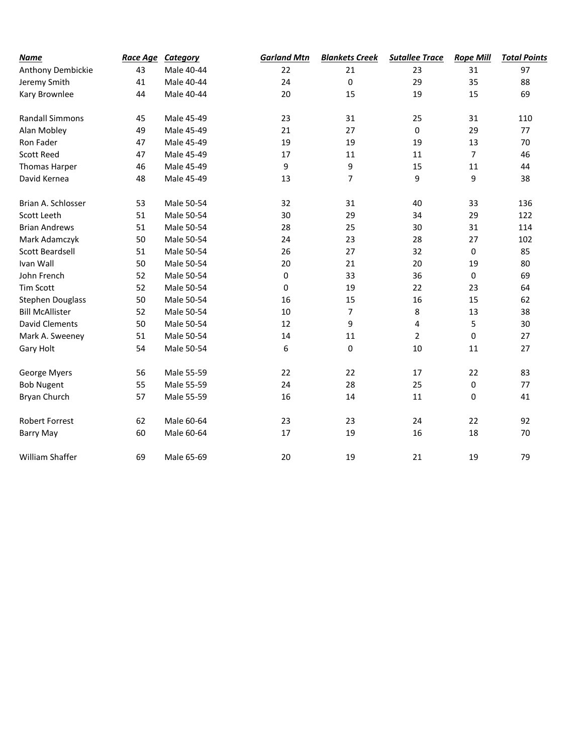| ***Name*** | ***Race Age*** | ***Category*** | ***Garland Mtn*** | ***Blankets Creek*** | ***Sutallee Trace*** | ***Rope Mill*** | ***Total Points*** |
|---|---|---|---|---|---|---|---|
| Anthony Dembickie | 43 | Male 40-44 | 22 | 21 | 23 | 31 | 97 |
| Jeremy Smith | 41 | Male 40-44 | 24 | 0 | 29 | 35 | 88 |
| Kary Brownlee | 44 | Male 40-44 | 20 | 15 | 19 | 15 | 69 |
| | | | | | | | |
| Randall Simmons | 45 | Male 45-49 | 23 | 31 | 25 | 31 | 110 |
| Alan Mobley | 49 | Male 45-49 | 21 | 27 | 0 | 29 | 77 |
| Ron Fader | 47 | Male 45-49 | 19 | 19 | 19 | 13 | 70 |
| Scott Reed | 47 | Male 45-49 | 17 | 11 | 11 | 7 | 46 |
| Thomas Harper | 46 | Male 45-49 | 9 | 9 | 15 | 11 | 44 |
| David Kernea | 48 | Male 45-49 | 13 | 7 | 9 | 9 | 38 |
| | | | | | | | |
| Brian A. Schlosser | 53 | Male 50-54 | 32 | 31 | 40 | 33 | 136 |
| Scott Leeth | 51 | Male 50-54 | 30 | 29 | 34 | 29 | 122 |
| Brian Andrews | 51 | Male 50-54 | 28 | 25 | 30 | 31 | 114 |
| Mark Adamczyk | 50 | Male 50-54 | 24 | 23 | 28 | 27 | 102 |
| Scott Beardsell | 51 | Male 50-54 | 26 | 27 | 32 | 0 | 85 |
| Ivan Wall | 50 | Male 50-54 | 20 | 21 | 20 | 19 | 80 |
| John French | 52 | Male 50-54 | 0 | 33 | 36 | 0 | 69 |
| Tim Scott | 52 | Male 50-54 | 0 | 19 | 22 | 23 | 64 |
| Stephen Douglass | 50 | Male 50-54 | 16 | 15 | 16 | 15 | 62 |
| Bill McAllister | 52 | Male 50-54 | 10 | 7 | 8 | 13 | 38 |
| David Clements | 50 | Male 50-54 | 12 | 9 | 4 | 5 | 30 |
| Mark A. Sweeney | 51 | Male 50-54 | 14 | 11 | 2 | 0 | 27 |
| Gary Holt | 54 | Male 50-54 | 6 | 0 | 10 | 11 | 27 |
| | | | | | | | |
| George Myers | 56 | Male 55-59 | 22 | 22 | 17 | 22 | 83 |
| Bob Nugent | 55 | Male 55-59 | 24 | 28 | 25 | 0 | 77 |
| Bryan Church | 57 | Male 55-59 | 16 | 14 | 11 | 0 | 41 |
| | | | | | | | |
| Robert Forrest | 62 | Male 60-64 | 23 | 23 | 24 | 22 | 92 |
| Barry May | 60 | Male 60-64 | 17 | 19 | 16 | 18 | 70 |
| | | | | | | | |
| William Shaffer | 69 | Male 65-69 | 20 | 19 | 21 | 19 | 79 |